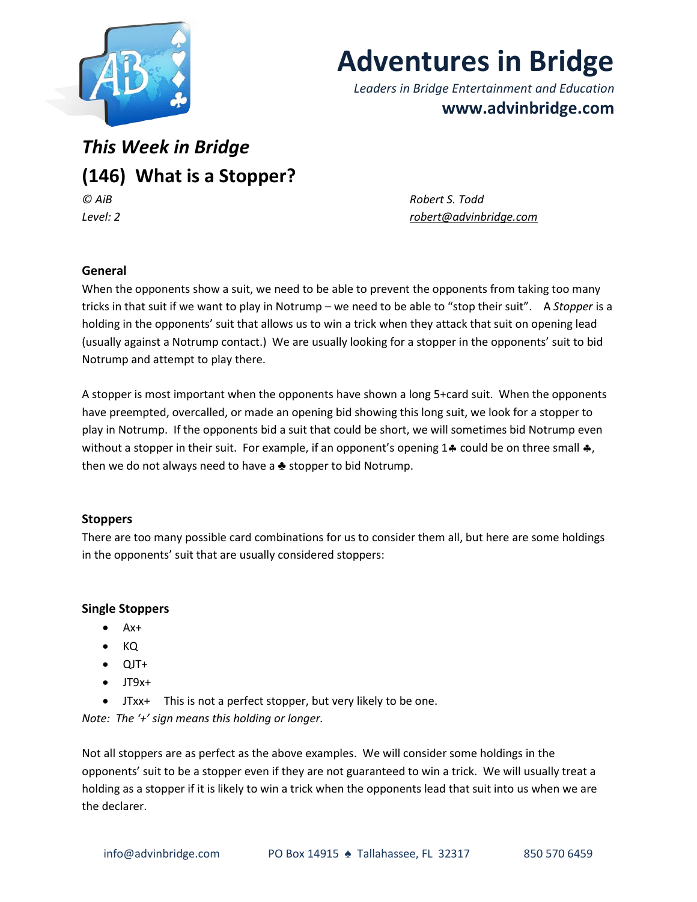# Adventures in Bridge

*Leaders in Bridge Entertainment and Education*

**www.advinbridge.com**

## *This Week in Bridge*

## (146) What is a Stopper?

*© AiB* *Robert S. Todd*

*Level: 2* *robert@advinbridge.com*

### General

When the opponents show a suit, we need to be able to prevent the opponents from taking too many tricks in that suit if we want to play in Notrump – we need to be able to "stop their suit". A *Stopper* is a holding in the opponents' suit that allows us to win a trick when they attack that suit on opening lead (usually against a Notrump contact.) We are usually looking for a stopper in the opponents' suit to bid Notrump and attempt to play there.

A stopper is most important when the opponents have shown a long 5+card suit. When the opponents have preempted, overcalled, or made an opening bid showing this long suit, we look for a stopper to play in Notrump. If the opponents bid a suit that could be short, we will sometimes bid Notrump even without a stopper in their suit. For example, if an opponent's opening 1♣ could be on three small ♣, then we do not always need to have a ♣ stopper to bid Notrump.

### Stoppers

There are too many possible card combinations for us to consider them all, but here are some holdings in the opponents' suit that are usually considered stoppers:

### Single Stoppers

- Ax+
- KQ
- QJT+
- JT9x+
- JTxx+ This is not a perfect stopper, but very likely to be one.

*Note: The '+' sign means this holding or longer.*

Not all stoppers are as perfect as the above examples. We will consider some holdings in the opponents' suit to be a stopper even if they are not guaranteed to win a trick. We will usually treat a holding as a stopper if it is likely to win a trick when the opponents lead that suit into us when we are the declarer.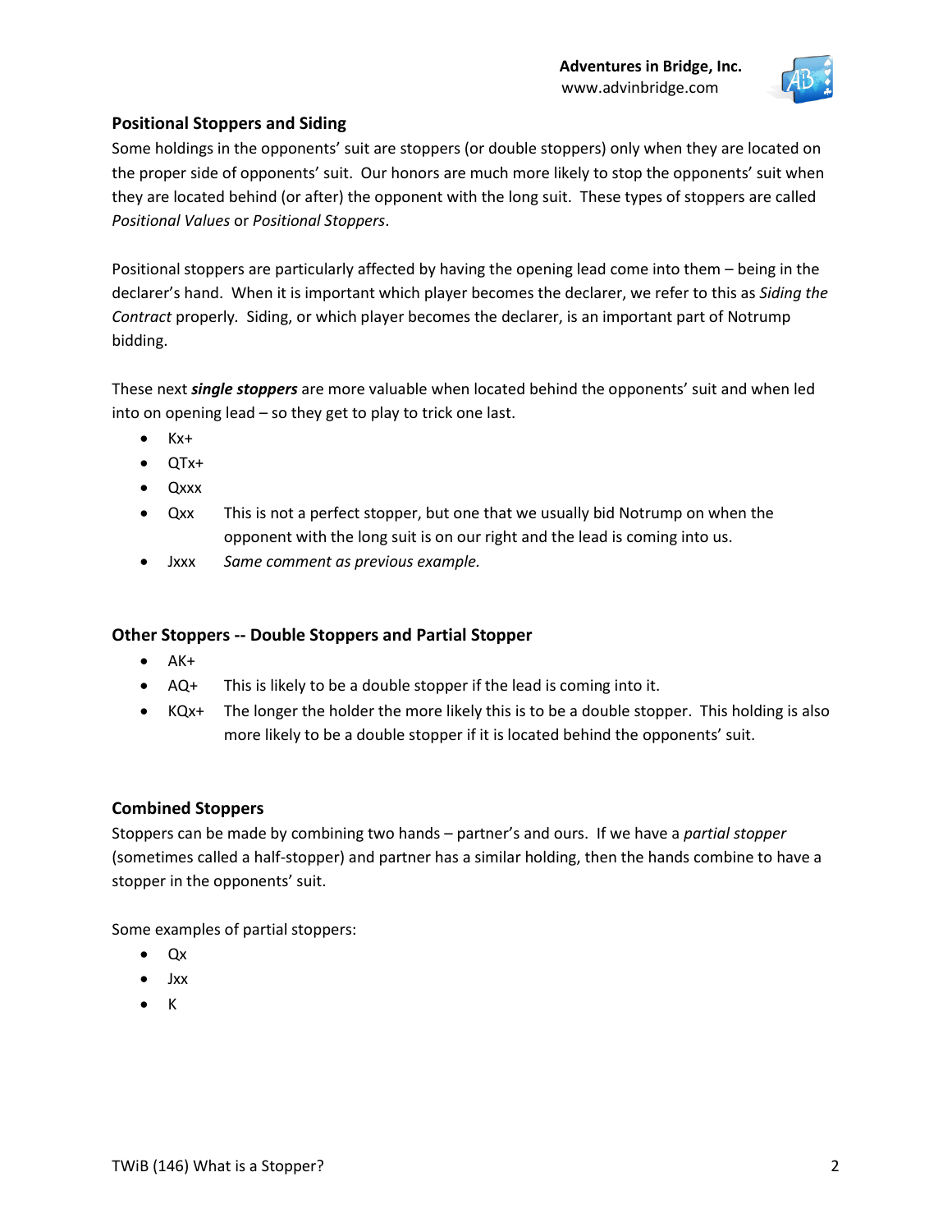### Positional Stoppers and Siding

Some holdings in the opponents' suit are stoppers (or double stoppers) only when they are located on the proper side of opponents' suit. Our honors are much more likely to stop the opponents' suit when they are located behind (or after) the opponent with the long suit. These types of stoppers are called *Positional Values* or *Positional Stoppers*.

Positional stoppers are particularly affected by having the opening lead come into them – being in the declarer's hand. When it is important which player becomes the declarer, we refer to this as *Siding the Contract* properly. Siding, or which player becomes the declarer, is an important part of Notrump bidding.

These next ***single stoppers*** are more valuable when located behind the opponents' suit and when led into on opening lead – so they get to play to trick one last.

- Kx+
- QTx+
- Qxxx
- Qxx This is not a perfect stopper, but one that we usually bid Notrump on when the opponent with the long suit is on our right and the lead is coming into us.
- Jxxx *Same comment as previous example.*

### Other Stoppers -- Double Stoppers and Partial Stopper

- AK+
- AQ+ This is likely to be a double stopper if the lead is coming into it.
- KQx+ The longer the holder the more likely this is to be a double stopper. This holding is also more likely to be a double stopper if it is located behind the opponents' suit.

### Combined Stoppers

Stoppers can be made by combining two hands – partner's and ours. If we have a *partial stopper* (sometimes called a half-stopper) and partner has a similar holding, then the hands combine to have a stopper in the opponents' suit.

Some examples of partial stoppers:

- Qx
- Jxx
- K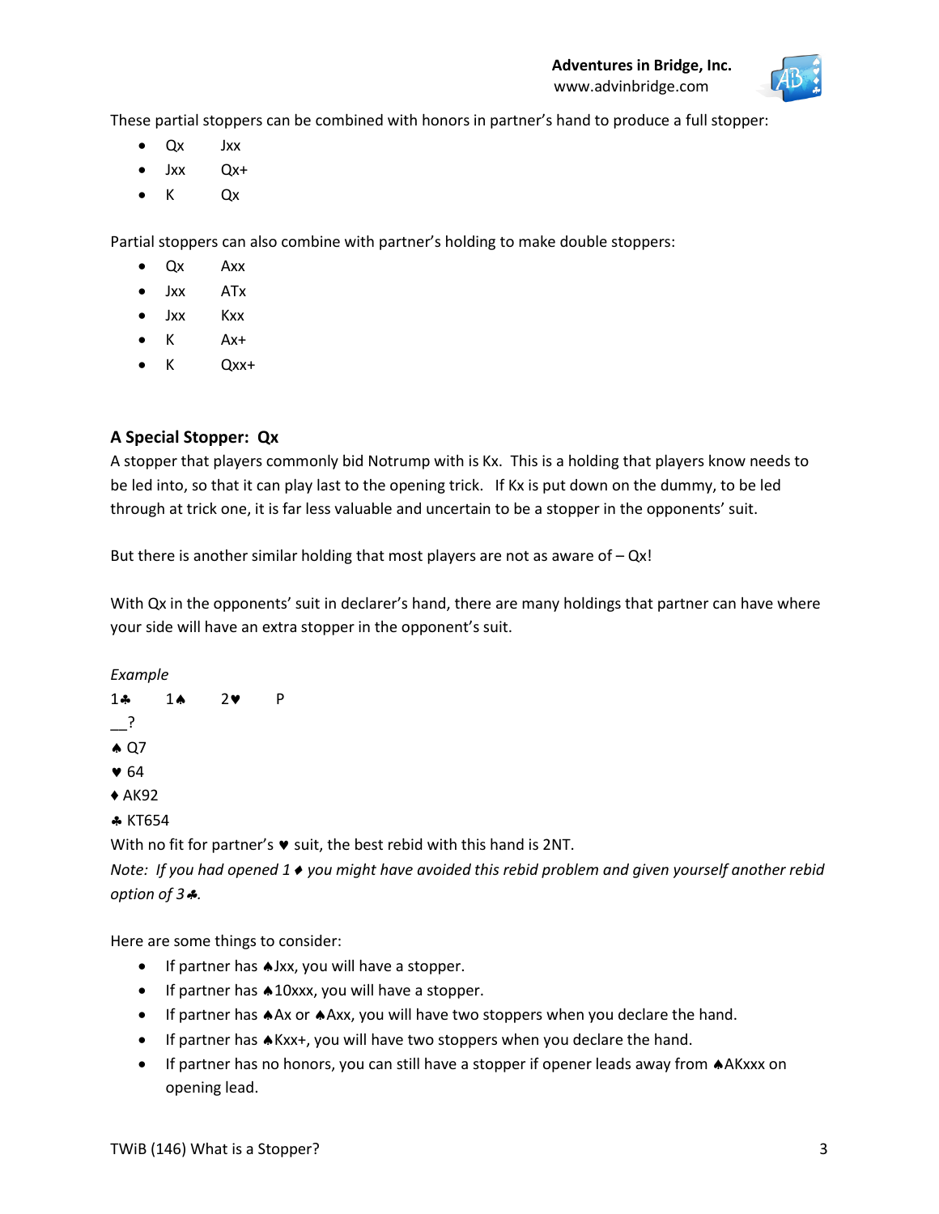These partial stoppers can be combined with honors in partner's hand to produce a full stopper:

- Qx     Jxx
- Jxx    Qx+
- K      Qx

Partial stoppers can also combine with partner's holding to make double stoppers:

- Qx     Axx
- Jxx    ATx
- Jxx    Kxx
- K      Ax+
- K      Qxx+

### A Special Stopper: Qx

A stopper that players commonly bid Notrump with is Kx. This is a holding that players know needs to be led into, so that it can play last to the opening trick. If Kx is put down on the dummy, to be led through at trick one, it is far less valuable and uncertain to be a stopper in the opponents' suit.

But there is another similar holding that most players are not as aware of – Qx!

With Qx in the opponents' suit in declarer's hand, there are many holdings that partner can have where your side will have an extra stopper in the opponent's suit.

*Example*

1♣     1♠     2♥     P
__?

♠ Q7
♥ 64
♦ AK92
♣ KT654

With no fit for partner's ♥ suit, the best rebid with this hand is 2NT.

*Note: If you had opened 1♦ you might have avoided this rebid problem and given yourself another rebid option of 3♣.*

Here are some things to consider:

- If partner has ♠Jxx, you will have a stopper.
- If partner has ♠10xxx, you will have a stopper.
- If partner has ♠Ax or ♠Axx, you will have two stoppers when you declare the hand.
- If partner has ♠Kxx+, you will have two stoppers when you declare the hand.
- If partner has no honors, you can still have a stopper if opener leads away from ♠AKxxx on opening lead.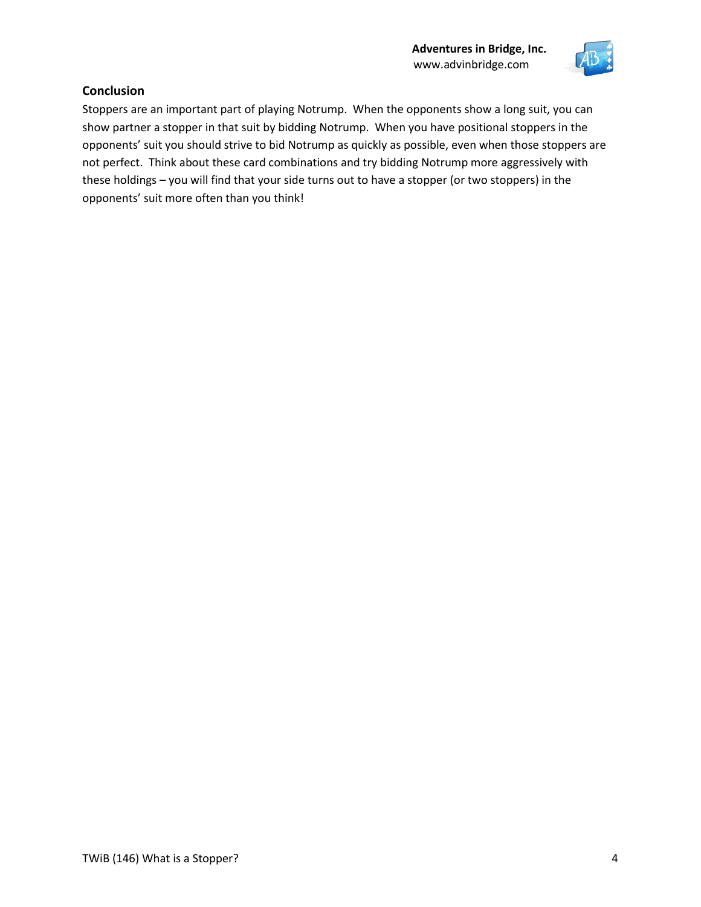## Conclusion

Stoppers are an important part of playing Notrump. When the opponents show a long suit, you can show partner a stopper in that suit by bidding Notrump. When you have positional stoppers in the opponents' suit you should strive to bid Notrump as quickly as possible, even when those stoppers are not perfect. Think about these card combinations and try bidding Notrump more aggressively with these holdings – you will find that your side turns out to have a stopper (or two stoppers) in the opponents' suit more often than you think!